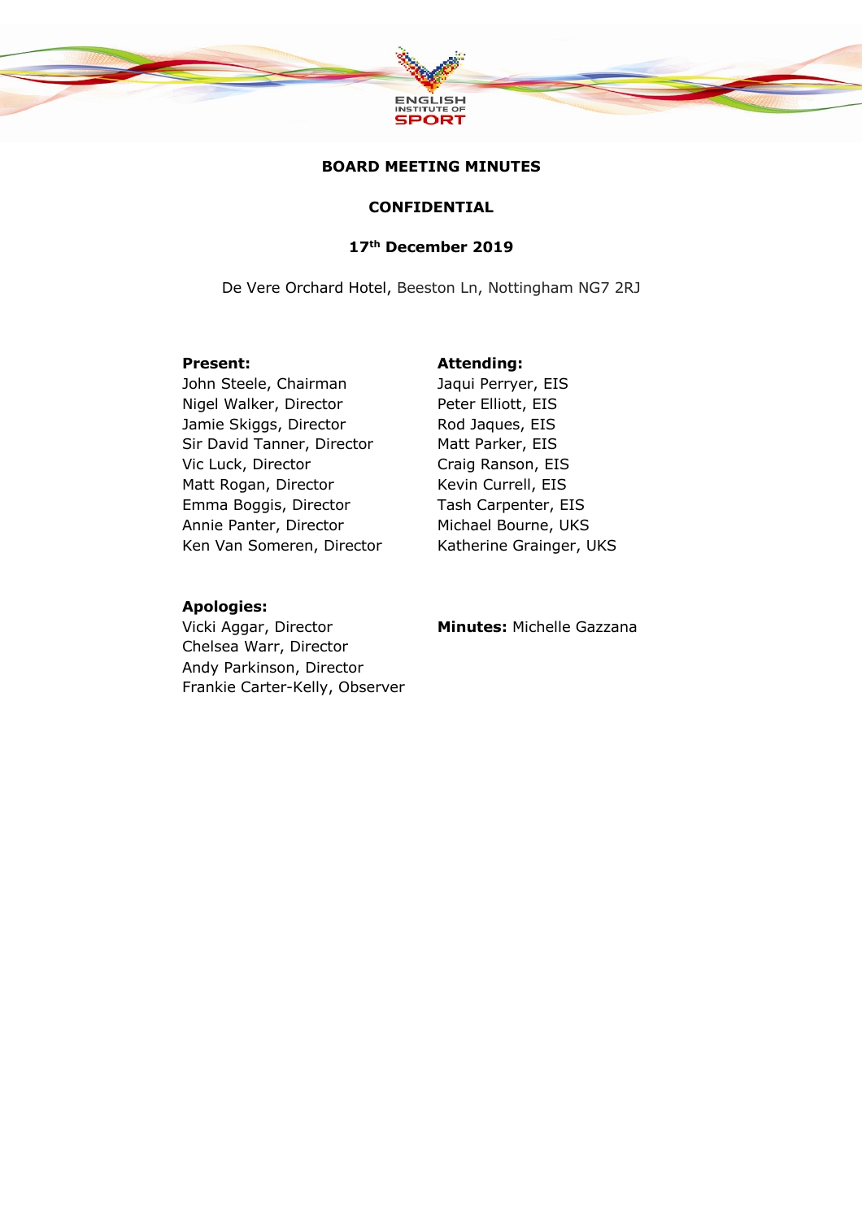# BOARD MEETING MINUTES

## CONFIDENTIAL

### 17th December 2019

De Vere Orchard Hotel, Beeston Ln, Nottingham NG7 2RJ

**Present:**
John Steele, Chairman
Nigel Walker, Director
Jamie Skiggs, Director
Sir David Tanner, Director
Vic Luck, Director
Matt Rogan, Director
Emma Boggis, Director
Annie Panter, Director
Ken Van Someren, Director

**Attending:**
Jaqui Perryer, EIS
Peter Elliott, EIS
Rod Jaques, EIS
Matt Parker, EIS
Craig Ranson, EIS
Kevin Currell, EIS
Tash Carpenter, EIS
Michael Bourne, UKS
Katherine Grainger, UKS

**Apologies:**
Vicki Aggar, Director
Chelsea Warr, Director
Andy Parkinson, Director
Frankie Carter-Kelly, Observer

**Minutes:** Michelle Gazzana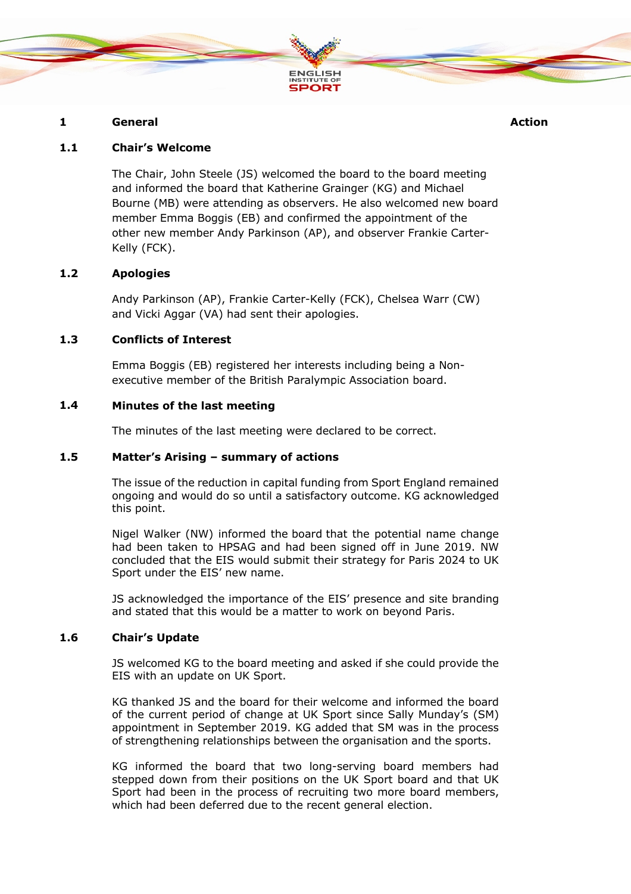| | | Action |
|---|---|---|
| **1** | **General** | |

### 1.1 Chair's Welcome

The Chair, John Steele (JS) welcomed the board to the board meeting and informed the board that Katherine Grainger (KG) and Michael Bourne (MB) were attending as observers. He also welcomed new board member Emma Boggis (EB) and confirmed the appointment of the other new member Andy Parkinson (AP), and observer Frankie Carter-Kelly (FCK).

### 1.2 Apologies

Andy Parkinson (AP), Frankie Carter-Kelly (FCK), Chelsea Warr (CW) and Vicki Aggar (VA) had sent their apologies.

### 1.3 Conflicts of Interest

Emma Boggis (EB) registered her interests including being a Non-executive member of the British Paralympic Association board.

### 1.4 Minutes of the last meeting

The minutes of the last meeting were declared to be correct.

### 1.5 Matter's Arising – summary of actions

The issue of the reduction in capital funding from Sport England remained ongoing and would do so until a satisfactory outcome. KG acknowledged this point.

Nigel Walker (NW) informed the board that the potential name change had been taken to HPSAG and had been signed off in June 2019. NW concluded that the EIS would submit their strategy for Paris 2024 to UK Sport under the EIS' new name.

JS acknowledged the importance of the EIS' presence and site branding and stated that this would be a matter to work on beyond Paris.

### 1.6 Chair's Update

JS welcomed KG to the board meeting and asked if she could provide the EIS with an update on UK Sport.

KG thanked JS and the board for their welcome and informed the board of the current period of change at UK Sport since Sally Munday's (SM) appointment in September 2019. KG added that SM was in the process of strengthening relationships between the organisation and the sports.

KG informed the board that two long-serving board members had stepped down from their positions on the UK Sport board and that UK Sport had been in the process of recruiting two more board members, which had been deferred due to the recent general election.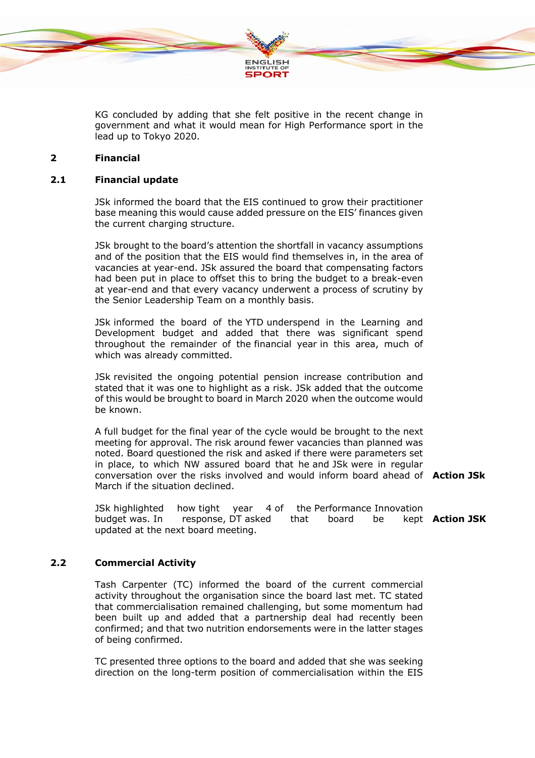KG concluded by adding that she felt positive in the recent change in government and what it would mean for High Performance sport in the lead up to Tokyo 2020.

## 2 Financial

### 2.1 Financial update

JSk informed the board that the EIS continued to grow their practitioner base meaning this would cause added pressure on the EIS' finances given the current charging structure.

JSk brought to the board's attention the shortfall in vacancy assumptions and of the position that the EIS would find themselves in, in the area of vacancies at year-end. JSk assured the board that compensating factors had been put in place to offset this to bring the budget to a break-even at year-end and that every vacancy underwent a process of scrutiny by the Senior Leadership Team on a monthly basis.

JSk informed the board of the YTD underspend in the Learning and Development budget and added that there was significant spend throughout the remainder of the financial year in this area, much of which was already committed.

JSk revisited the ongoing potential pension increase contribution and stated that it was one to highlight as a risk. JSk added that the outcome of this would be brought to board in March 2020 when the outcome would be known.

A full budget for the final year of the cycle would be brought to the next meeting for approval. The risk around fewer vacancies than planned was noted. Board questioned the risk and asked if there were parameters set in place, to which NW assured board that he and JSk were in regular conversation over the risks involved and would inform board ahead of March if the situation declined. **Action JSk**

JSk highlighted how tight year 4 of the Performance Innovation budget was. In response, DT asked that board be kept updated at the next board meeting. **Action JSK**

### 2.2 Commercial Activity

Tash Carpenter (TC) informed the board of the current commercial activity throughout the organisation since the board last met. TC stated that commercialisation remained challenging, but some momentum had been built up and added that a partnership deal had recently been confirmed; and that two nutrition endorsements were in the latter stages of being confirmed.

TC presented three options to the board and added that she was seeking direction on the long-term position of commercialisation within the EIS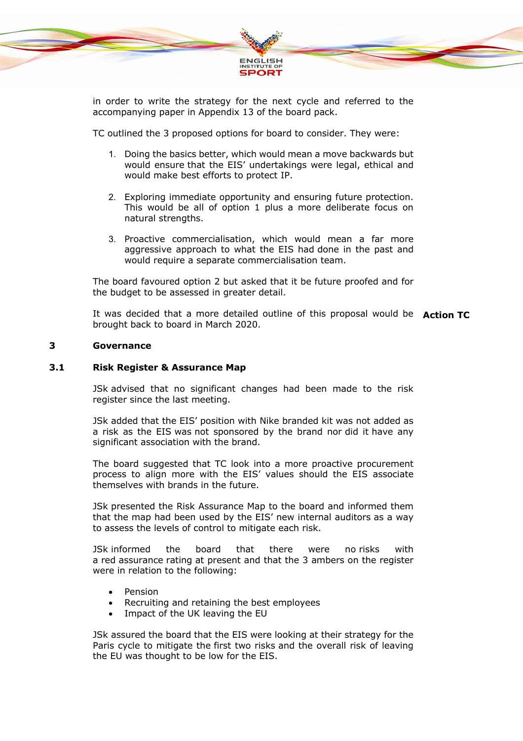in order to write the strategy for the next cycle and referred to the accompanying paper in Appendix 13 of the board pack.

TC outlined the 3 proposed options for board to consider. They were:

1. Doing the basics better, which would mean a move backwards but would ensure that the EIS' undertakings were legal, ethical and would make best efforts to protect IP.

2. Exploring immediate opportunity and ensuring future protection. This would be all of option 1 plus a more deliberate focus on natural strengths.

3. Proactive commercialisation, which would mean a far more aggressive approach to what the EIS had done in the past and would require a separate commercialisation team.

The board favoured option 2 but asked that it be future proofed and for the budget to be assessed in greater detail.

It was decided that a more detailed outline of this proposal would be brought back to board in March 2020. **Action TC**

## 3 Governance

### 3.1 Risk Register & Assurance Map

JSk advised that no significant changes had been made to the risk register since the last meeting.

JSk added that the EIS' position with Nike branded kit was not added as a risk as the EIS was not sponsored by the brand nor did it have any significant association with the brand.

The board suggested that TC look into a more proactive procurement process to align more with the EIS' values should the EIS associate themselves with brands in the future.

JSk presented the Risk Assurance Map to the board and informed them that the map had been used by the EIS' new internal auditors as a way to assess the levels of control to mitigate each risk.

JSk informed the board that there were no risks with a red assurance rating at present and that the 3 ambers on the register were in relation to the following:

- Pension
- Recruiting and retaining the best employees
- Impact of the UK leaving the EU

JSk assured the board that the EIS were looking at their strategy for the Paris cycle to mitigate the first two risks and the overall risk of leaving the EU was thought to be low for the EIS.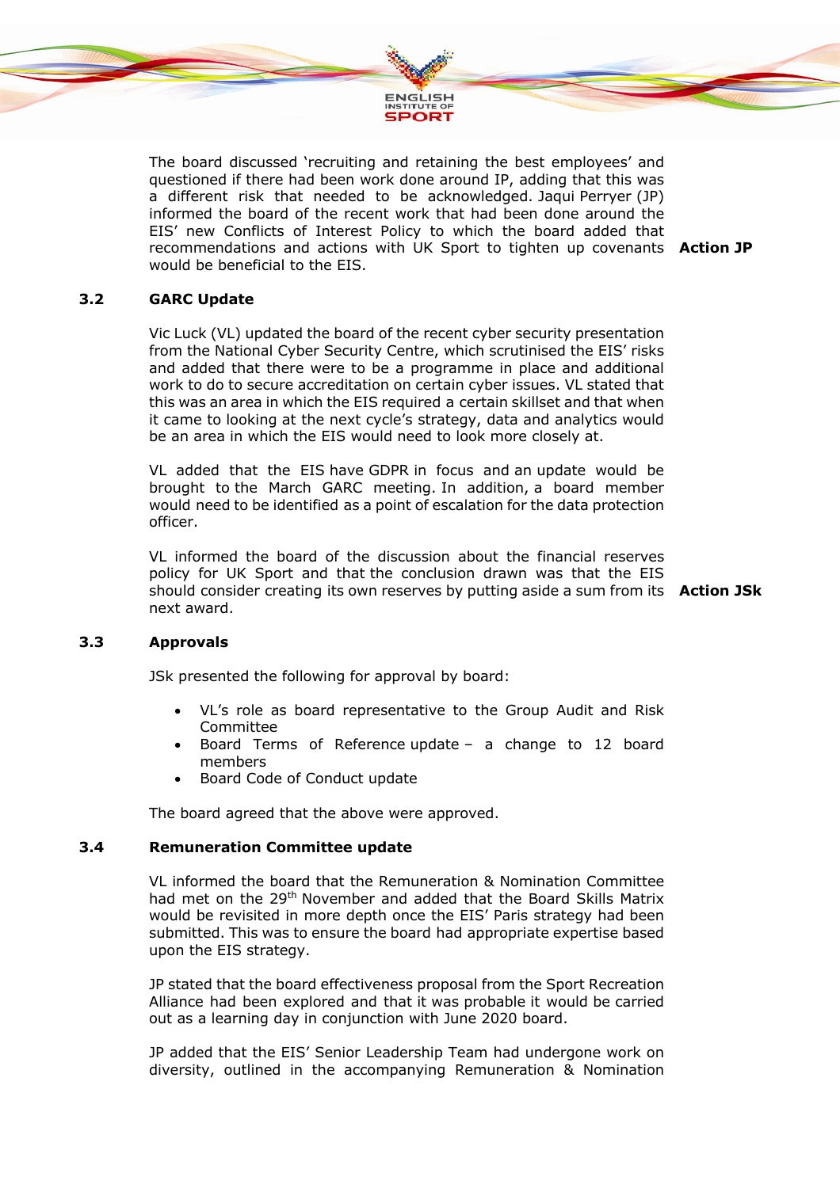The board discussed 'recruiting and retaining the best employees' and questioned if there had been work done around IP, adding that this was a different risk that needed to be acknowledged. Jaqui Perryer (JP) informed the board of the recent work that had been done around the EIS' new Conflicts of Interest Policy to which the board added that recommendations and actions with UK Sport to tighten up covenants would be beneficial to the EIS. **Action JP**

### 3.2 GARC Update

Vic Luck (VL) updated the board of the recent cyber security presentation from the National Cyber Security Centre, which scrutinised the EIS' risks and added that there were to be a programme in place and additional work to do to secure accreditation on certain cyber issues. VL stated that this was an area in which the EIS required a certain skillset and that when it came to looking at the next cycle's strategy, data and analytics would be an area in which the EIS would need to look more closely at.

VL added that the EIS have GDPR in focus and an update would be brought to the March GARC meeting. In addition, a board member would need to be identified as a point of escalation for the data protection officer.

VL informed the board of the discussion about the financial reserves policy for UK Sport and that the conclusion drawn was that the EIS should consider creating its own reserves by putting aside a sum from its next award. **Action JSk**

### 3.3 Approvals

JSk presented the following for approval by board:

- VL's role as board representative to the Group Audit and Risk Committee
- Board Terms of Reference update – a change to 12 board members
- Board Code of Conduct update

The board agreed that the above were approved.

### 3.4 Remuneration Committee update

VL informed the board that the Remuneration & Nomination Committee had met on the 29th November and added that the Board Skills Matrix would be revisited in more depth once the EIS' Paris strategy had been submitted. This was to ensure the board had appropriate expertise based upon the EIS strategy.

JP stated that the board effectiveness proposal from the Sport Recreation Alliance had been explored and that it was probable it would be carried out as a learning day in conjunction with June 2020 board.

JP added that the EIS' Senior Leadership Team had undergone work on diversity, outlined in the accompanying Remuneration & Nomination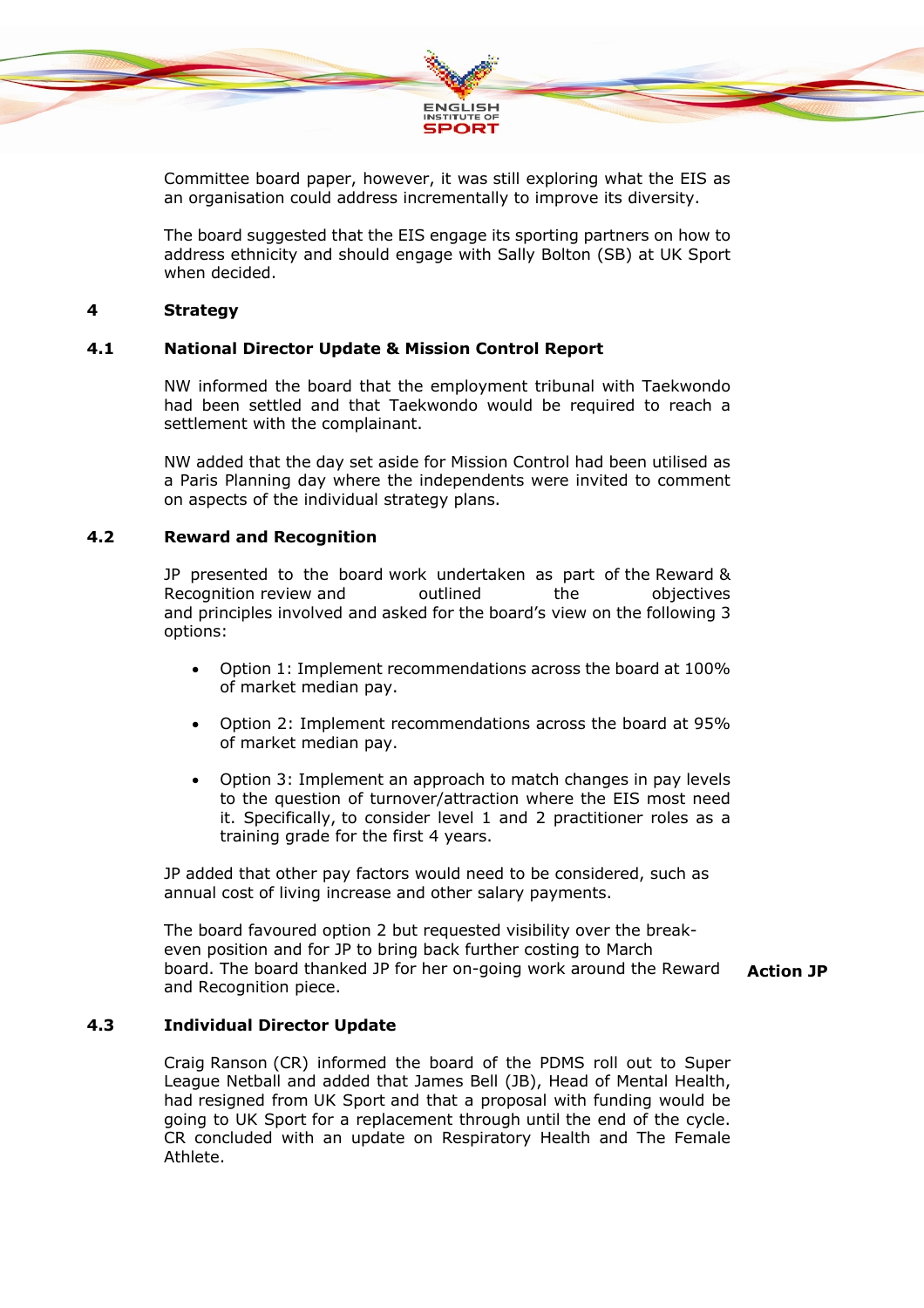Committee board paper, however, it was still exploring what the EIS as an organisation could address incrementally to improve its diversity.

The board suggested that the EIS engage its sporting partners on how to address ethnicity and should engage with Sally Bolton (SB) at UK Sport when decided.

## 4 Strategy

### 4.1 National Director Update & Mission Control Report

NW informed the board that the employment tribunal with Taekwondo had been settled and that Taekwondo would be required to reach a settlement with the complainant.

NW added that the day set aside for Mission Control had been utilised as a Paris Planning day where the independents were invited to comment on aspects of the individual strategy plans.

### 4.2 Reward and Recognition

JP presented to the board work undertaken as part of the Reward & Recognition review and outlined the objectives and principles involved and asked for the board's view on the following 3 options:

- Option 1: Implement recommendations across the board at 100% of market median pay.
- Option 2: Implement recommendations across the board at 95% of market median pay.
- Option 3: Implement an approach to match changes in pay levels to the question of turnover/attraction where the EIS most need it. Specifically, to consider level 1 and 2 practitioner roles as a training grade for the first 4 years.

JP added that other pay factors would need to be considered, such as annual cost of living increase and other salary payments.

The board favoured option 2 but requested visibility over the break-even position and for JP to bring back further costing to March board. The board thanked JP for her on-going work around the Reward and Recognition piece. **Action JP**

### 4.3 Individual Director Update

Craig Ranson (CR) informed the board of the PDMS roll out to Super League Netball and added that James Bell (JB), Head of Mental Health, had resigned from UK Sport and that a proposal with funding would be going to UK Sport for a replacement through until the end of the cycle. CR concluded with an update on Respiratory Health and The Female Athlete.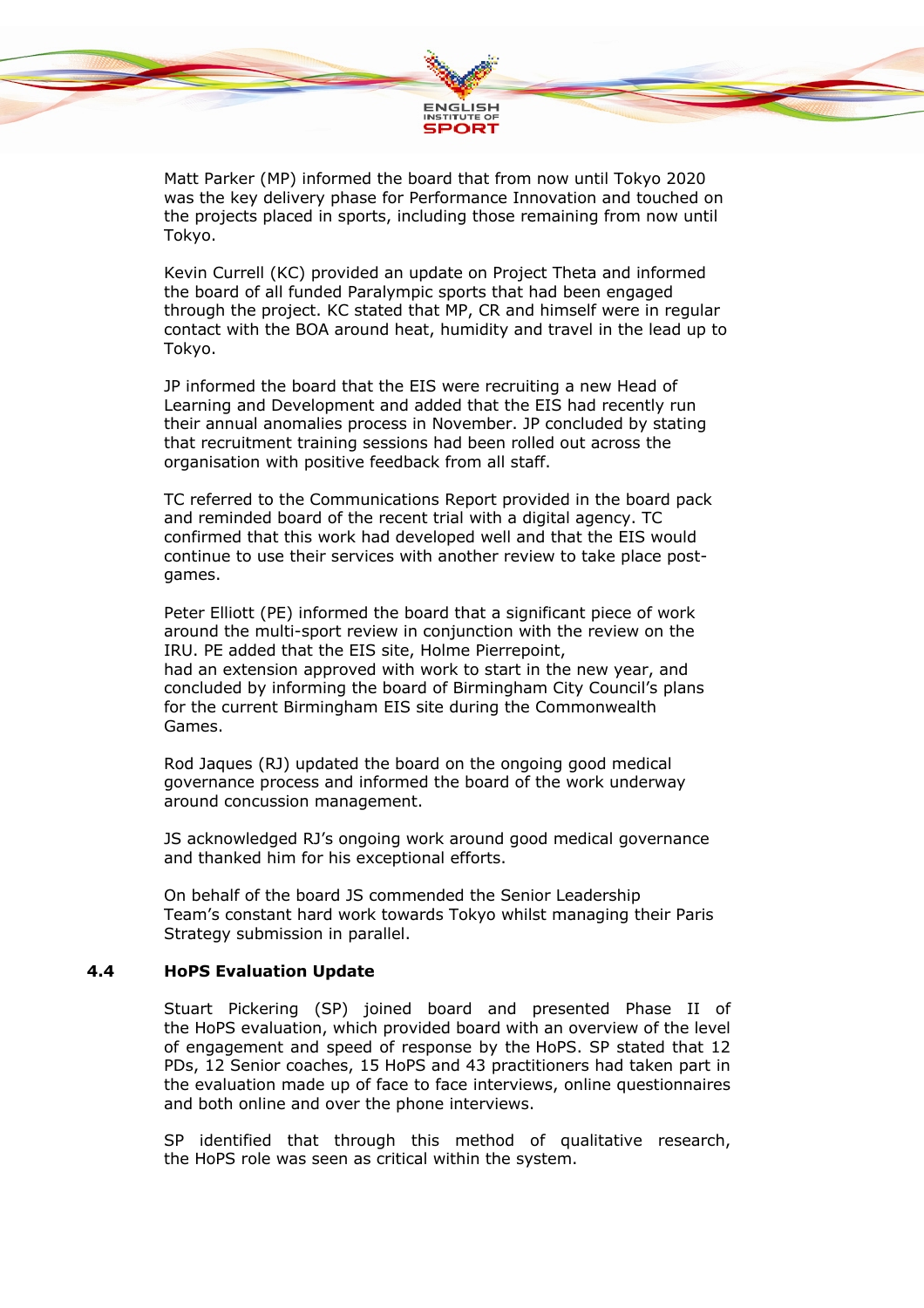Matt Parker (MP) informed the board that from now until Tokyo 2020 was the key delivery phase for Performance Innovation and touched on the projects placed in sports, including those remaining from now until Tokyo.

Kevin Currell (KC) provided an update on Project Theta and informed the board of all funded Paralympic sports that had been engaged through the project. KC stated that MP, CR and himself were in regular contact with the BOA around heat, humidity and travel in the lead up to Tokyo.

JP informed the board that the EIS were recruiting a new Head of Learning and Development and added that the EIS had recently run their annual anomalies process in November. JP concluded by stating that recruitment training sessions had been rolled out across the organisation with positive feedback from all staff.

TC referred to the Communications Report provided in the board pack and reminded board of the recent trial with a digital agency. TC confirmed that this work had developed well and that the EIS would continue to use their services with another review to take place post-games.

Peter Elliott (PE) informed the board that a significant piece of work around the multi-sport review in conjunction with the review on the IRU. PE added that the EIS site, Holme Pierrepoint, had an extension approved with work to start in the new year, and concluded by informing the board of Birmingham City Council's plans for the current Birmingham EIS site during the Commonwealth Games.

Rod Jaques (RJ) updated the board on the ongoing good medical governance process and informed the board of the work underway around concussion management.

JS acknowledged RJ's ongoing work around good medical governance and thanked him for his exceptional efforts.

On behalf of the board JS commended the Senior Leadership Team's constant hard work towards Tokyo whilst managing their Paris Strategy submission in parallel.

### 4.4 HoPS Evaluation Update

Stuart Pickering (SP) joined board and presented Phase II of the HoPS evaluation, which provided board with an overview of the level of engagement and speed of response by the HoPS. SP stated that 12 PDs, 12 Senior coaches, 15 HoPS and 43 practitioners had taken part in the evaluation made up of face to face interviews, online questionnaires and both online and over the phone interviews.

SP identified that through this method of qualitative research, the HoPS role was seen as critical within the system.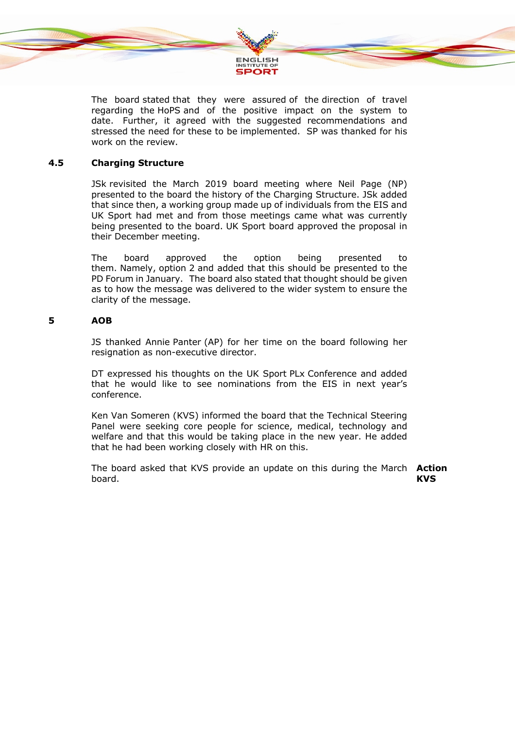The board stated that they were assured of the direction of travel regarding the HoPS and of the positive impact on the system to date. Further, it agreed with the suggested recommendations and stressed the need for these to be implemented. SP was thanked for his work on the review.

### 4.5 Charging Structure

JSk revisited the March 2019 board meeting where Neil Page (NP) presented to the board the history of the Charging Structure. JSk added that since then, a working group made up of individuals from the EIS and UK Sport had met and from those meetings came what was currently being presented to the board. UK Sport board approved the proposal in their December meeting.

The board approved the option being presented to them. Namely, option 2 and added that this should be presented to the PD Forum in January. The board also stated that thought should be given as to how the message was delivered to the wider system to ensure the clarity of the message.

### 5 AOB

JS thanked Annie Panter (AP) for her time on the board following her resignation as non-executive director.

DT expressed his thoughts on the UK Sport PLx Conference and added that he would like to see nominations from the EIS in next year's conference.

Ken Van Someren (KVS) informed the board that the Technical Steering Panel were seeking core people for science, medical, technology and welfare and that this would be taking place in the new year. He added that he had been working closely with HR on this.

The board asked that KVS provide an update on this during the March board. **Action KVS**